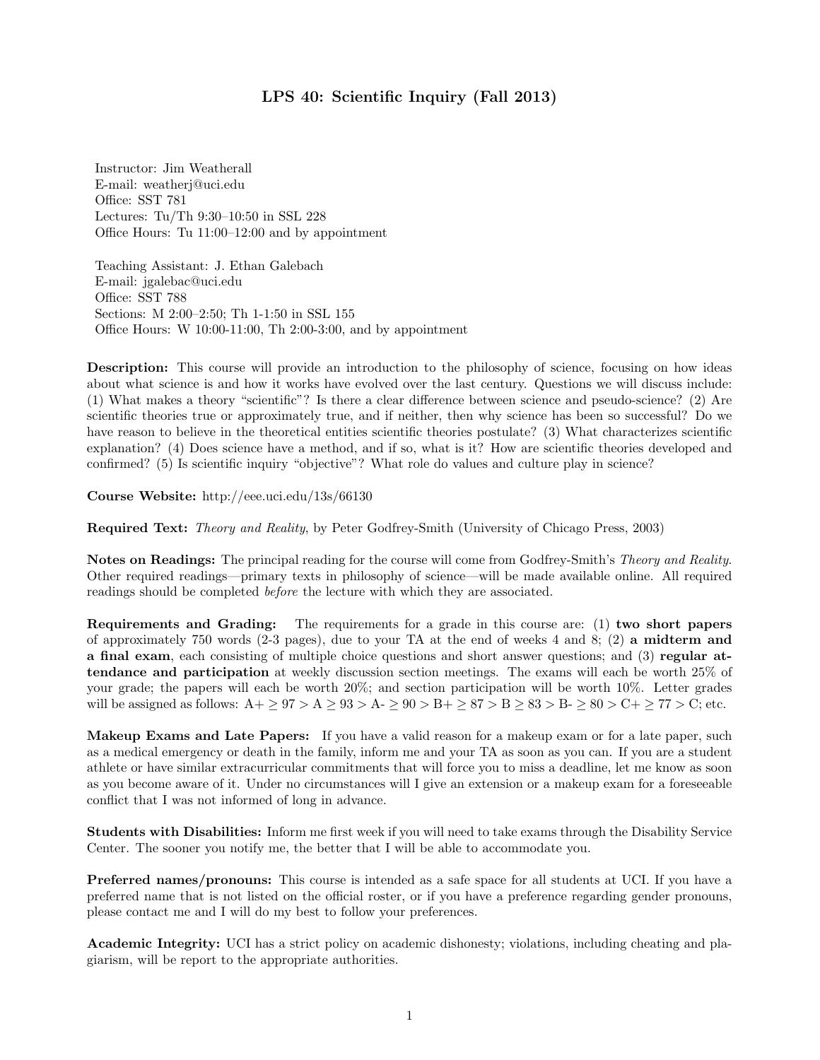# LPS 40: Scientific Inquiry (Fall 2013)

Instructor: Jim Weatherall
E-mail: weatherj@uci.edu
Office: SST 781
Lectures: Tu/Th 9:30–10:50 in SSL 228
Office Hours: Tu 11:00–12:00 and by appointment

Teaching Assistant: J. Ethan Galebach
E-mail: jgalebac@uci.edu
Office: SST 788
Sections: M 2:00–2:50; Th 1-1:50 in SSL 155
Office Hours: W 10:00-11:00, Th 2:00-3:00, and by appointment

**Description:** This course will provide an introduction to the philosophy of science, focusing on how ideas about what science is and how it works have evolved over the last century. Questions we will discuss include: (1) What makes a theory "scientific"? Is there a clear difference between science and pseudo-science? (2) Are scientific theories true or approximately true, and if neither, then why science has been so successful? Do we have reason to believe in the theoretical entities scientific theories postulate? (3) What characterizes scientific explanation? (4) Does science have a method, and if so, what is it? How are scientific theories developed and confirmed? (5) Is scientific inquiry "objective"? What role do values and culture play in science?

**Course Website:** http://eee.uci.edu/13s/66130

**Required Text:** *Theory and Reality*, by Peter Godfrey-Smith (University of Chicago Press, 2003)

**Notes on Readings:** The principal reading for the course will come from Godfrey-Smith's *Theory and Reality*. Other required readings—primary texts in philosophy of science—will be made available online. All required readings should be completed *before* the lecture with which they are associated.

**Requirements and Grading:** The requirements for a grade in this course are: (1) **two short papers** of approximately 750 words (2-3 pages), due to your TA at the end of weeks 4 and 8; (2) **a midterm and a final exam**, each consisting of multiple choice questions and short answer questions; and (3) **regular attendance and participation** at weekly discussion section meetings. The exams will each be worth 25% of your grade; the papers will each be worth 20%; and section participation will be worth 10%. Letter grades will be assigned as follows: A+ $\geq 97 >$ A $\geq 93 >$ A- $\geq 90 >$ B+ $\geq 87 >$ B $\geq 83 >$ B- $\geq 80 >$ C+ $\geq 77 >$ C; etc.

**Makeup Exams and Late Papers:** If you have a valid reason for a makeup exam or for a late paper, such as a medical emergency or death in the family, inform me and your TA as soon as you can. If you are a student athlete or have similar extracurricular commitments that will force you to miss a deadline, let me know as soon as you become aware of it. Under no circumstances will I give an extension or a makeup exam for a foreseeable conflict that I was not informed of long in advance.

**Students with Disabilities:** Inform me first week if you will need to take exams through the Disability Service Center. The sooner you notify me, the better that I will be able to accommodate you.

**Preferred names/pronouns:** This course is intended as a safe space for all students at UCI. If you have a preferred name that is not listed on the official roster, or if you have a preference regarding gender pronouns, please contact me and I will do my best to follow your preferences.

**Academic Integrity:** UCI has a strict policy on academic dishonesty; violations, including cheating and plagiarism, will be report to the appropriate authorities.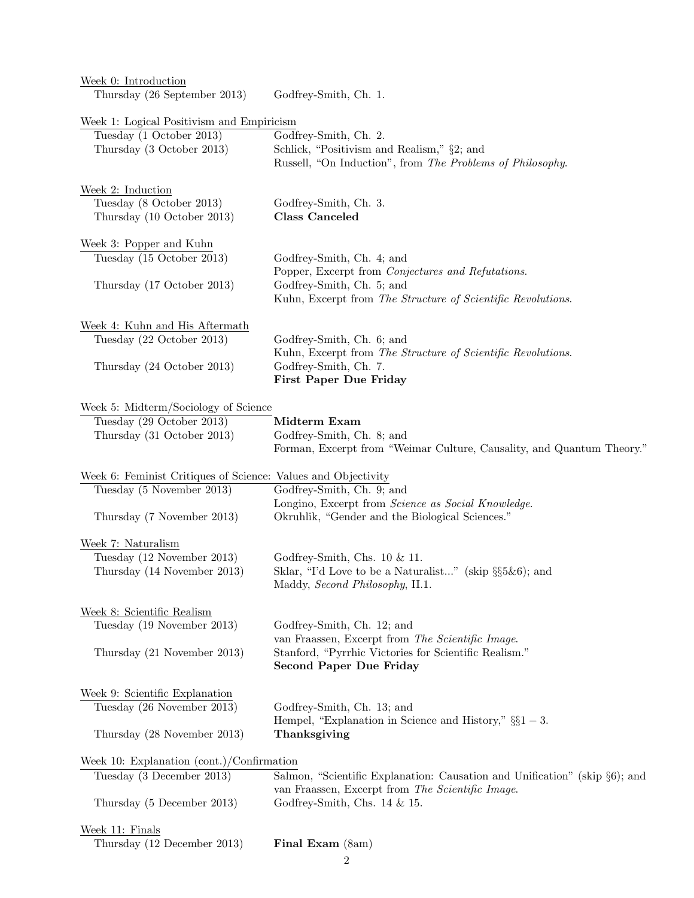Week 0: Introduction

| | |
|---|---|
| Thursday (26 September 2013) | Godfrey-Smith, Ch. 1. |

Week 1: Logical Positivism and Empiricism

| | |
|---|---|
| Tuesday (1 October 2013) | Godfrey-Smith, Ch. 2. |
| Thursday (3 October 2013) | Schlick, "Positivism and Realism," §2; and Russell, "On Induction", from *The Problems of Philosophy*. |

Week 2: Induction

| | |
|---|---|
| Tuesday (8 October 2013) | Godfrey-Smith, Ch. 3. |
| Thursday (10 October 2013) | **Class Canceled** |

Week 3: Popper and Kuhn

| | |
|---|---|
| Tuesday (15 October 2013) | Godfrey-Smith, Ch. 4; and Popper, Excerpt from *Conjectures and Refutations*. |
| Thursday (17 October 2013) | Godfrey-Smith, Ch. 5; and Kuhn, Excerpt from *The Structure of Scientific Revolutions*. |

Week 4: Kuhn and His Aftermath

| | |
|---|---|
| Tuesday (22 October 2013) | Godfrey-Smith, Ch. 6; and Kuhn, Excerpt from *The Structure of Scientific Revolutions*. |
| Thursday (24 October 2013) | Godfrey-Smith, Ch. 7. **First Paper Due Friday** |

Week 5: Midterm/Sociology of Science

| | |
|---|---|
| Tuesday (29 October 2013) | **Midterm Exam** |
| Thursday (31 October 2013) | Godfrey-Smith, Ch. 8; and Forman, Excerpt from "Weimar Culture, Causality, and Quantum Theory." |

Week 6: Feminist Critiques of Science: Values and Objectivity

| | |
|---|---|
| Tuesday (5 November 2013) | Godfrey-Smith, Ch. 9; and Longino, Excerpt from *Science as Social Knowledge*. |
| Thursday (7 November 2013) | Okruhlik, "Gender and the Biological Sciences." |

Week 7: Naturalism

| | |
|---|---|
| Tuesday (12 November 2013) | Godfrey-Smith, Chs. 10 & 11. |
| Thursday (14 November 2013) | Sklar, "I'd Love to be a Naturalist..." (skip §§5&6); and Maddy, *Second Philosophy*, II.1. |

Week 8: Scientific Realism

| | |
|---|---|
| Tuesday (19 November 2013) | Godfrey-Smith, Ch. 12; and van Fraassen, Excerpt from *The Scientific Image*. |
| Thursday (21 November 2013) | Stanford, "Pyrrhic Victories for Scientific Realism." **Second Paper Due Friday** |

Week 9: Scientific Explanation

| | |
|---|---|
| Tuesday (26 November 2013) | Godfrey-Smith, Ch. 13; and Hempel, "Explanation in Science and History," §§1 – 3. |
| Thursday (28 November 2013) | **Thanksgiving** |

Week 10: Explanation (cont.)/Confirmation

| | |
|---|---|
| Tuesday (3 December 2013) | Salmon, "Scientific Explanation: Causation and Unification" (skip §6); and van Fraassen, Excerpt from *The Scientific Image*. |
| Thursday (5 December 2013) | Godfrey-Smith, Chs. 14 & 15. |

Week 11: Finals

| | |
|---|---|
| Thursday (12 December 2013) | **Final Exam** (8am) |